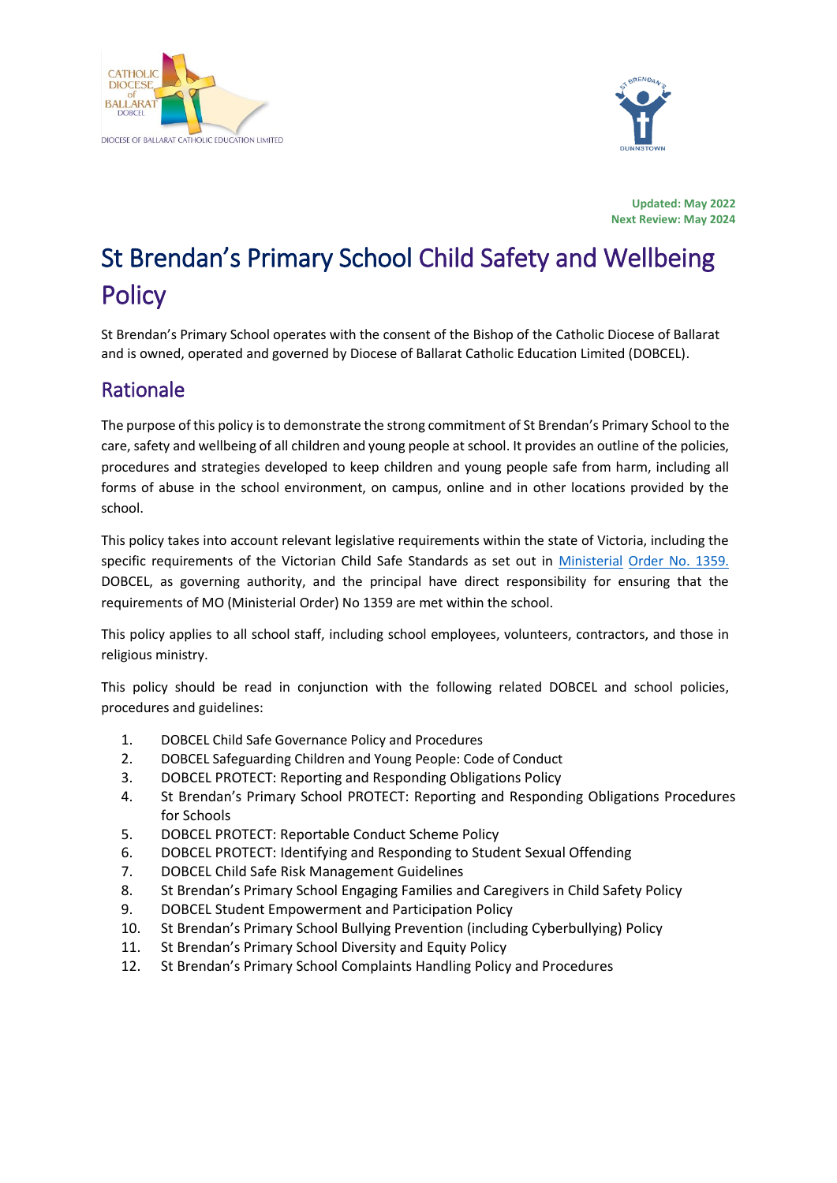**Updated: May 2022**
**Next Review: May 2024**

# St Brendan's Primary School Child Safety and Wellbeing Policy

St Brendan's Primary School operates with the consent of the Bishop of the Catholic Diocese of Ballarat and is owned, operated and governed by Diocese of Ballarat Catholic Education Limited (DOBCEL).

## Rationale

The purpose of this policy is to demonstrate the strong commitment of St Brendan's Primary School to the care, safety and wellbeing of all children and young people at school. It provides an outline of the policies, procedures and strategies developed to keep children and young people safe from harm, including all forms of abuse in the school environment, on campus, online and in other locations provided by the school.

This policy takes into account relevant legislative requirements within the state of Victoria, including the specific requirements of the Victorian Child Safe Standards as set out in Ministerial Order No. 1359. DOBCEL, as governing authority, and the principal have direct responsibility for ensuring that the requirements of MO (Ministerial Order) No 1359 are met within the school.

This policy applies to all school staff, including school employees, volunteers, contractors, and those in religious ministry.

This policy should be read in conjunction with the following related DOBCEL and school policies, procedures and guidelines:

1. DOBCEL Child Safe Governance Policy and Procedures
2. DOBCEL Safeguarding Children and Young People: Code of Conduct
3. DOBCEL PROTECT: Reporting and Responding Obligations Policy
4. St Brendan's Primary School PROTECT: Reporting and Responding Obligations Procedures for Schools
5. DOBCEL PROTECT: Reportable Conduct Scheme Policy
6. DOBCEL PROTECT: Identifying and Responding to Student Sexual Offending
7. DOBCEL Child Safe Risk Management Guidelines
8. St Brendan's Primary School Engaging Families and Caregivers in Child Safety Policy
9. DOBCEL Student Empowerment and Participation Policy
10. St Brendan's Primary School Bullying Prevention (including Cyberbullying) Policy
11. St Brendan's Primary School Diversity and Equity Policy
12. St Brendan's Primary School Complaints Handling Policy and Procedures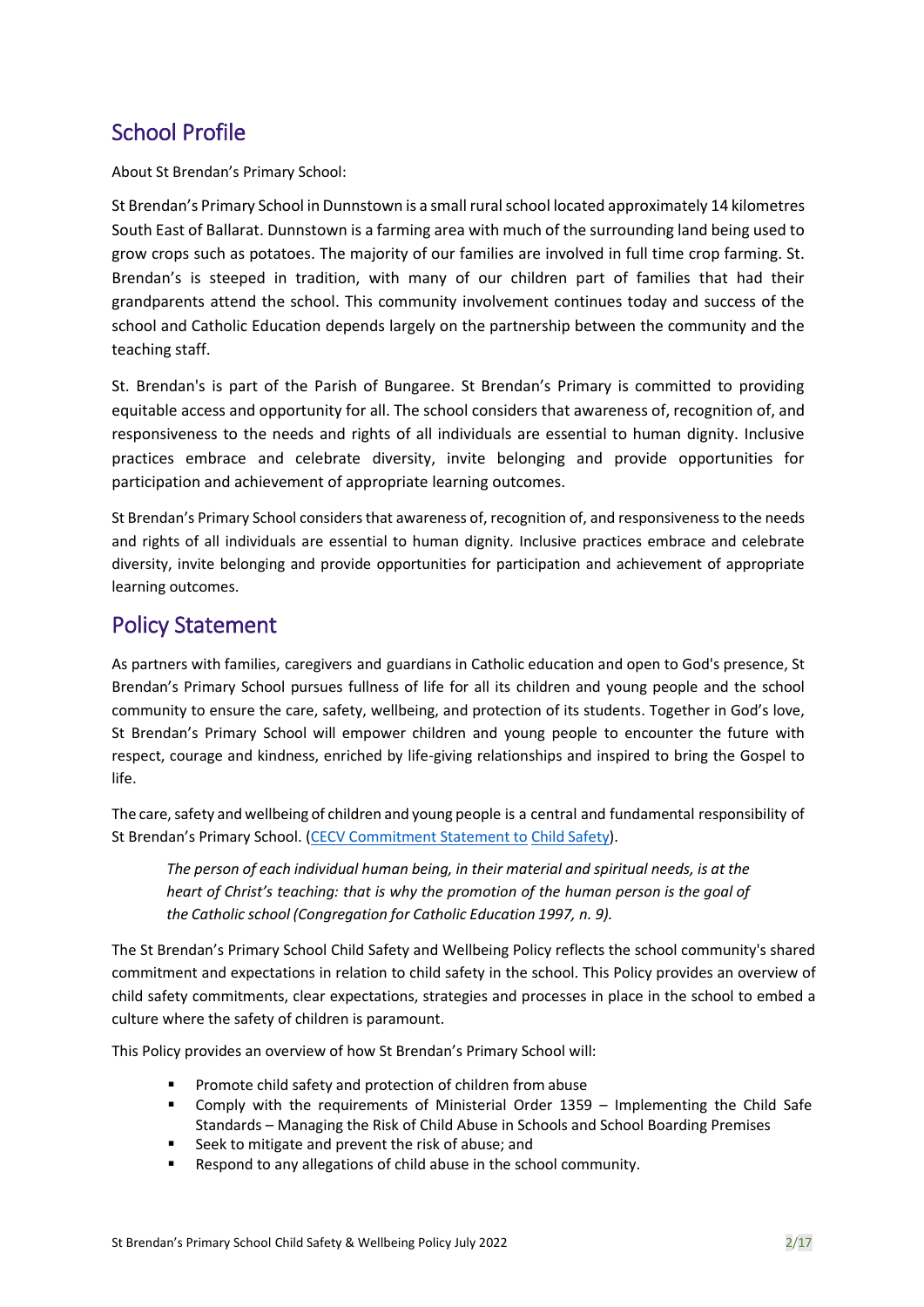## School Profile

About St Brendan's Primary School:

St Brendan's Primary School in Dunnstown is a small rural school located approximately 14 kilometres South East of Ballarat. Dunnstown is a farming area with much of the surrounding land being used to grow crops such as potatoes. The majority of our families are involved in full time crop farming. St. Brendan's is steeped in tradition, with many of our children part of families that had their grandparents attend the school. This community involvement continues today and success of the school and Catholic Education depends largely on the partnership between the community and the teaching staff.

St. Brendan's is part of the Parish of Bungaree. St Brendan's Primary is committed to providing equitable access and opportunity for all. The school considers that awareness of, recognition of, and responsiveness to the needs and rights of all individuals are essential to human dignity. Inclusive practices embrace and celebrate diversity, invite belonging and provide opportunities for participation and achievement of appropriate learning outcomes.

St Brendan's Primary School considers that awareness of, recognition of, and responsiveness to the needs and rights of all individuals are essential to human dignity. Inclusive practices embrace and celebrate diversity, invite belonging and provide opportunities for participation and achievement of appropriate learning outcomes.

## Policy Statement

As partners with families, caregivers and guardians in Catholic education and open to God's presence, St Brendan's Primary School pursues fullness of life for all its children and young people and the school community to ensure the care, safety, wellbeing, and protection of its students. Together in God's love, St Brendan's Primary School will empower children and young people to encounter the future with respect, courage and kindness, enriched by life-giving relationships and inspired to bring the Gospel to life.

The care, safety and wellbeing of children and young people is a central and fundamental responsibility of St Brendan's Primary School. (CECV Commitment Statement to Child Safety).

> *The person of each individual human being, in their material and spiritual needs, is at the heart of Christ's teaching: that is why the promotion of the human person is the goal of the Catholic school (Congregation for Catholic Education 1997, n. 9).*

The St Brendan's Primary School Child Safety and Wellbeing Policy reflects the school community's shared commitment and expectations in relation to child safety in the school. This Policy provides an overview of child safety commitments, clear expectations, strategies and processes in place in the school to embed a culture where the safety of children is paramount.

This Policy provides an overview of how St Brendan's Primary School will:

- Promote child safety and protection of children from abuse
- Comply with the requirements of Ministerial Order 1359 – Implementing the Child Safe Standards – Managing the Risk of Child Abuse in Schools and School Boarding Premises
- Seek to mitigate and prevent the risk of abuse; and
- Respond to any allegations of child abuse in the school community.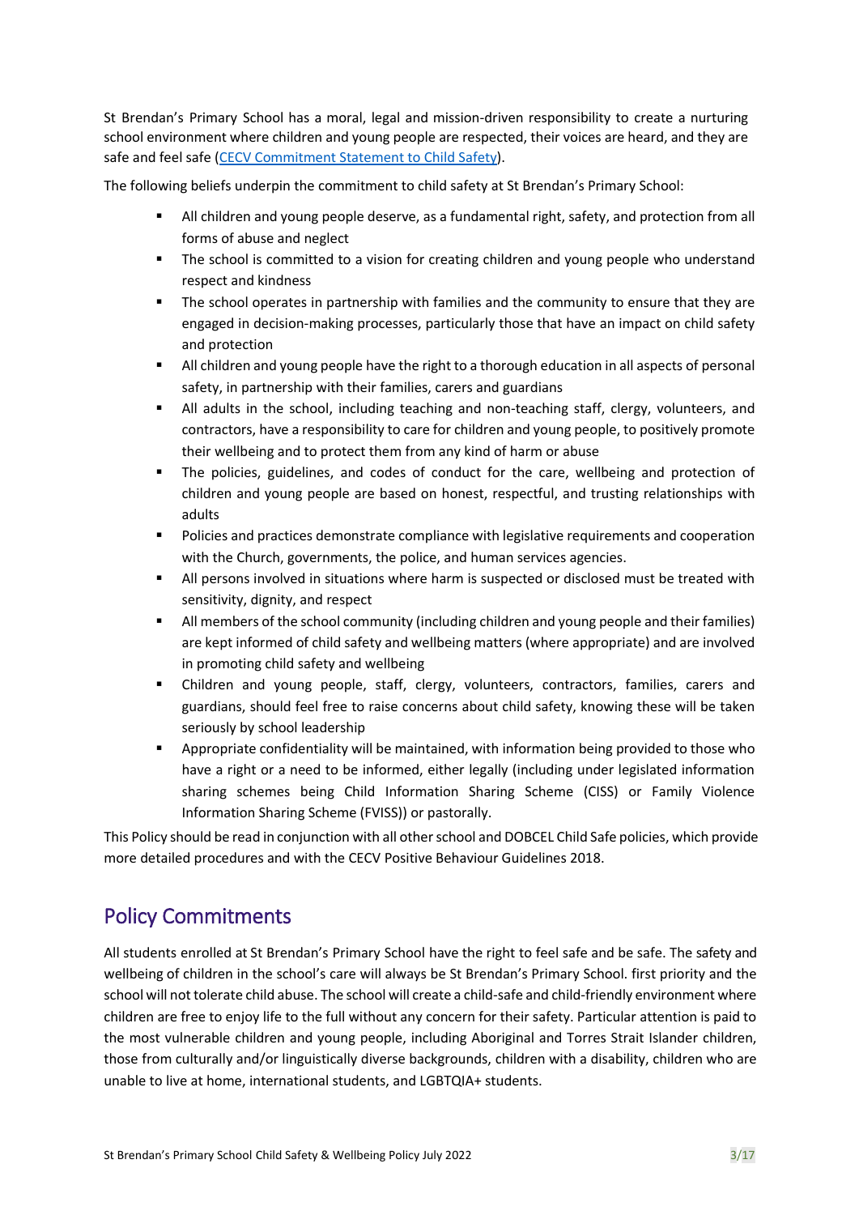St Brendan's Primary School has a moral, legal and mission-driven responsibility to create a nurturing school environment where children and young people are respected, their voices are heard, and they are safe and feel safe ([CECV Commitment Statement to Child Safety](CECV Commitment Statement to Child Safety)).

The following beliefs underpin the commitment to child safety at St Brendan's Primary School:

- All children and young people deserve, as a fundamental right, safety, and protection from all forms of abuse and neglect
- The school is committed to a vision for creating children and young people who understand respect and kindness
- The school operates in partnership with families and the community to ensure that they are engaged in decision-making processes, particularly those that have an impact on child safety and protection
- All children and young people have the right to a thorough education in all aspects of personal safety, in partnership with their families, carers and guardians
- All adults in the school, including teaching and non-teaching staff, clergy, volunteers, and contractors, have a responsibility to care for children and young people, to positively promote their wellbeing and to protect them from any kind of harm or abuse
- The policies, guidelines, and codes of conduct for the care, wellbeing and protection of children and young people are based on honest, respectful, and trusting relationships with adults
- Policies and practices demonstrate compliance with legislative requirements and cooperation with the Church, governments, the police, and human services agencies.
- All persons involved in situations where harm is suspected or disclosed must be treated with sensitivity, dignity, and respect
- All members of the school community (including children and young people and their families) are kept informed of child safety and wellbeing matters (where appropriate) and are involved in promoting child safety and wellbeing
- Children and young people, staff, clergy, volunteers, contractors, families, carers and guardians, should feel free to raise concerns about child safety, knowing these will be taken seriously by school leadership
- Appropriate confidentiality will be maintained, with information being provided to those who have a right or a need to be informed, either legally (including under legislated information sharing schemes being Child Information Sharing Scheme (CISS) or Family Violence Information Sharing Scheme (FVISS)) or pastorally.

This Policy should be read in conjunction with all other school and DOBCEL Child Safe policies, which provide more detailed procedures and with the CECV Positive Behaviour Guidelines 2018.

## Policy Commitments

All students enrolled at St Brendan's Primary School have the right to feel safe and be safe. The safety and wellbeing of children in the school's care will always be St Brendan's Primary School. first priority and the school will not tolerate child abuse. The school will create a child-safe and child-friendly environment where children are free to enjoy life to the full without any concern for their safety. Particular attention is paid to the most vulnerable children and young people, including Aboriginal and Torres Strait Islander children, those from culturally and/or linguistically diverse backgrounds, children with a disability, children who are unable to live at home, international students, and LGBTQIA+ students.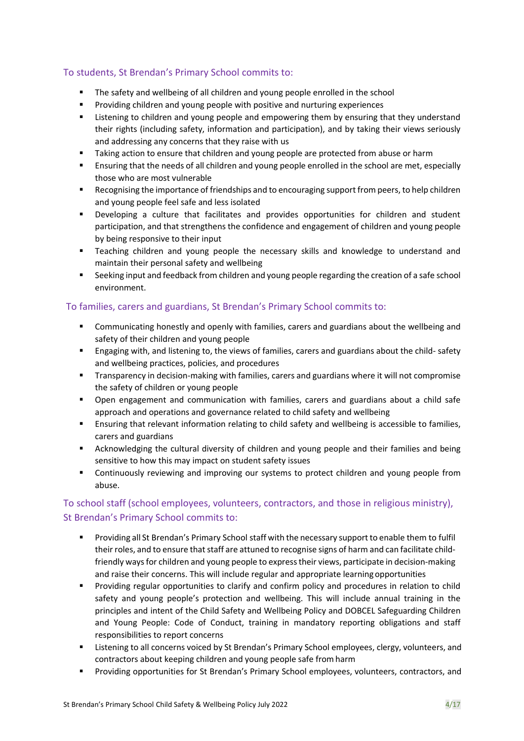### To students, St Brendan's Primary School commits to:

- The safety and wellbeing of all children and young people enrolled in the school
- Providing children and young people with positive and nurturing experiences
- Listening to children and young people and empowering them by ensuring that they understand their rights (including safety, information and participation), and by taking their views seriously and addressing any concerns that they raise with us
- Taking action to ensure that children and young people are protected from abuse or harm
- Ensuring that the needs of all children and young people enrolled in the school are met, especially those who are most vulnerable
- Recognising the importance of friendships and to encouraging support from peers, to help children and young people feel safe and less isolated
- Developing a culture that facilitates and provides opportunities for children and student participation, and that strengthens the confidence and engagement of children and young people by being responsive to their input
- Teaching children and young people the necessary skills and knowledge to understand and maintain their personal safety and wellbeing
- Seeking input and feedback from children and young people regarding the creation of a safe school environment.

### To families, carers and guardians, St Brendan's Primary School commits to:

- Communicating honestly and openly with families, carers and guardians about the wellbeing and safety of their children and young people
- Engaging with, and listening to, the views of families, carers and guardians about the child- safety and wellbeing practices, policies, and procedures
- Transparency in decision-making with families, carers and guardians where it will not compromise the safety of children or young people
- Open engagement and communication with families, carers and guardians about a child safe approach and operations and governance related to child safety and wellbeing
- Ensuring that relevant information relating to child safety and wellbeing is accessible to families, carers and guardians
- Acknowledging the cultural diversity of children and young people and their families and being sensitive to how this may impact on student safety issues
- Continuously reviewing and improving our systems to protect children and young people from abuse.

### To school staff (school employees, volunteers, contractors, and those in religious ministry), St Brendan's Primary School commits to:

- Providing all St Brendan's Primary School staff with the necessary support to enable them to fulfil their roles, and to ensure that staff are attuned to recognise signs of harm and can facilitate child-friendly ways for children and young people to express their views, participate in decision-making and raise their concerns. This will include regular and appropriate learning opportunities
- Providing regular opportunities to clarify and confirm policy and procedures in relation to child safety and young people's protection and wellbeing. This will include annual training in the principles and intent of the Child Safety and Wellbeing Policy and DOBCEL Safeguarding Children and Young People: Code of Conduct, training in mandatory reporting obligations and staff responsibilities to report concerns
- Listening to all concerns voiced by St Brendan's Primary School employees, clergy, volunteers, and contractors about keeping children and young people safe from harm
- Providing opportunities for St Brendan's Primary School employees, volunteers, contractors, and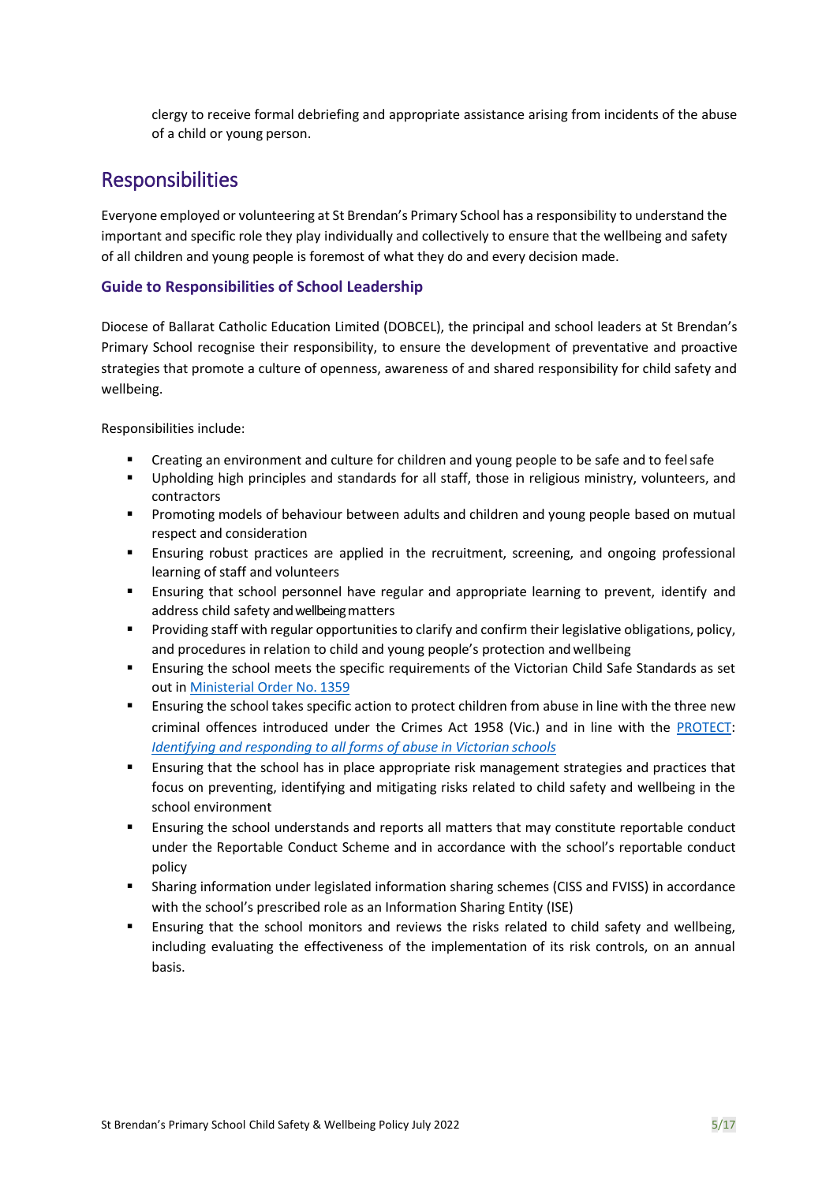clergy to receive formal debriefing and appropriate assistance arising from incidents of the abuse of a child or young person.

## Responsibilities

Everyone employed or volunteering at St Brendan's Primary School has a responsibility to understand the important and specific role they play individually and collectively to ensure that the wellbeing and safety of all children and young people is foremost of what they do and every decision made.

### Guide to Responsibilities of School Leadership

Diocese of Ballarat Catholic Education Limited (DOBCEL), the principal and school leaders at St Brendan's Primary School recognise their responsibility, to ensure the development of preventative and proactive strategies that promote a culture of openness, awareness of and shared responsibility for child safety and wellbeing.

Responsibilities include:

- Creating an environment and culture for children and young people to be safe and to feel safe
- Upholding high principles and standards for all staff, those in religious ministry, volunteers, and contractors
- Promoting models of behaviour between adults and children and young people based on mutual respect and consideration
- Ensuring robust practices are applied in the recruitment, screening, and ongoing professional learning of staff and volunteers
- Ensuring that school personnel have regular and appropriate learning to prevent, identify and address child safety and wellbeing matters
- Providing staff with regular opportunities to clarify and confirm their legislative obligations, policy, and procedures in relation to child and young people's protection and wellbeing
- Ensuring the school meets the specific requirements of the Victorian Child Safe Standards as set out in Ministerial Order No. 1359
- Ensuring the school takes specific action to protect children from abuse in line with the three new criminal offences introduced under the Crimes Act 1958 (Vic.) and in line with the PROTECT: *Identifying and responding to all forms of abuse in Victorian schools*
- Ensuring that the school has in place appropriate risk management strategies and practices that focus on preventing, identifying and mitigating risks related to child safety and wellbeing in the school environment
- Ensuring the school understands and reports all matters that may constitute reportable conduct under the Reportable Conduct Scheme and in accordance with the school's reportable conduct policy
- Sharing information under legislated information sharing schemes (CISS and FVISS) in accordance with the school's prescribed role as an Information Sharing Entity (ISE)
- Ensuring that the school monitors and reviews the risks related to child safety and wellbeing, including evaluating the effectiveness of the implementation of its risk controls, on an annual basis.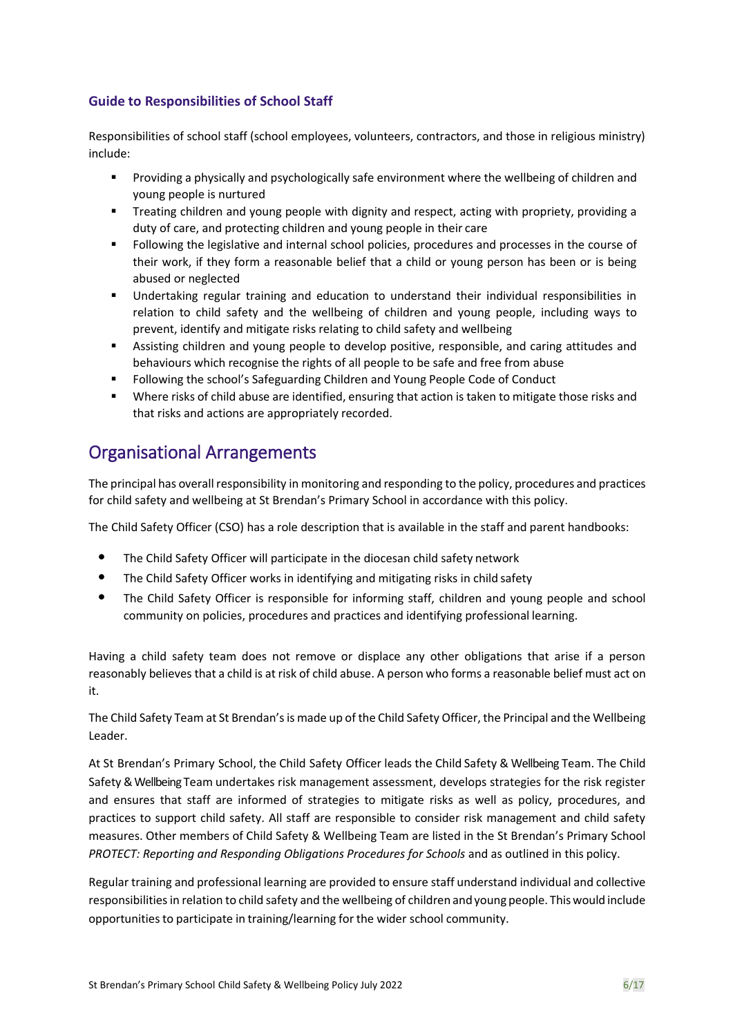### Guide to Responsibilities of School Staff

Responsibilities of school staff (school employees, volunteers, contractors, and those in religious ministry) include:

- Providing a physically and psychologically safe environment where the wellbeing of children and young people is nurtured
- Treating children and young people with dignity and respect, acting with propriety, providing a duty of care, and protecting children and young people in their care
- Following the legislative and internal school policies, procedures and processes in the course of their work, if they form a reasonable belief that a child or young person has been or is being abused or neglected
- Undertaking regular training and education to understand their individual responsibilities in relation to child safety and the wellbeing of children and young people, including ways to prevent, identify and mitigate risks relating to child safety and wellbeing
- Assisting children and young people to develop positive, responsible, and caring attitudes and behaviours which recognise the rights of all people to be safe and free from abuse
- Following the school's Safeguarding Children and Young People Code of Conduct
- Where risks of child abuse are identified, ensuring that action is taken to mitigate those risks and that risks and actions are appropriately recorded.

## Organisational Arrangements

The principal has overall responsibility in monitoring and responding to the policy, procedures and practices for child safety and wellbeing at St Brendan's Primary School in accordance with this policy.

The Child Safety Officer (CSO) has a role description that is available in the staff and parent handbooks:

- The Child Safety Officer will participate in the diocesan child safety network
- The Child Safety Officer works in identifying and mitigating risks in child safety
- The Child Safety Officer is responsible for informing staff, children and young people and school community on policies, procedures and practices and identifying professional learning.

Having a child safety team does not remove or displace any other obligations that arise if a person reasonably believes that a child is at risk of child abuse. A person who forms a reasonable belief must act on it.

The Child Safety Team at St Brendan's is made up of the Child Safety Officer, the Principal and the Wellbeing Leader.

At St Brendan's Primary School, the Child Safety Officer leads the Child Safety & Wellbeing Team. The Child Safety & Wellbeing Team undertakes risk management assessment, develops strategies for the risk register and ensures that staff are informed of strategies to mitigate risks as well as policy, procedures, and practices to support child safety. All staff are responsible to consider risk management and child safety measures. Other members of Child Safety & Wellbeing Team are listed in the St Brendan's Primary School *PROTECT: Reporting and Responding Obligations Procedures for Schools* and as outlined in this policy.

Regular training and professional learning are provided to ensure staff understand individual and collective responsibilities in relation to child safety and the wellbeing of children and young people. This would include opportunities to participate in training/learning for the wider school community.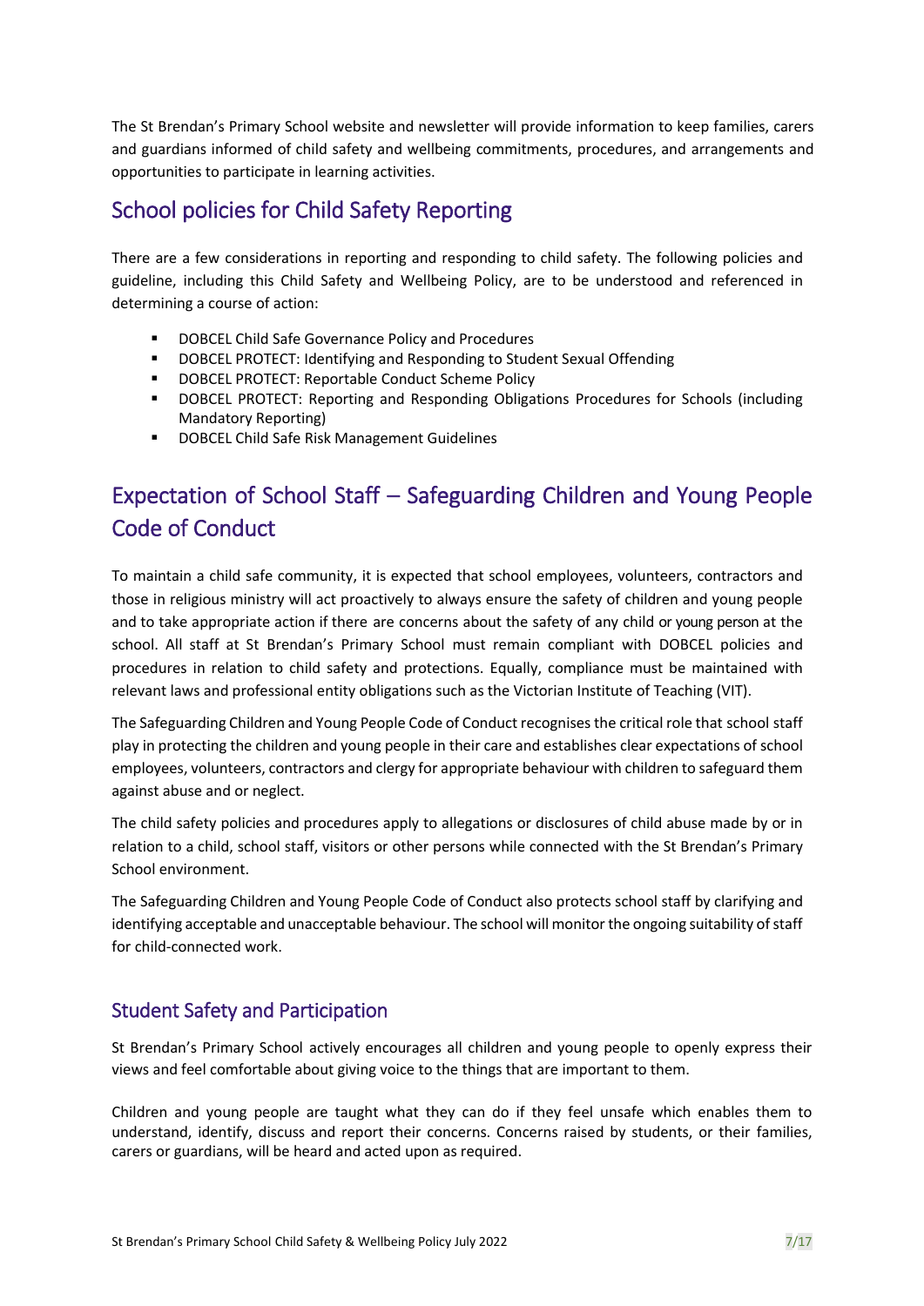The St Brendan's Primary School website and newsletter will provide information to keep families, carers and guardians informed of child safety and wellbeing commitments, procedures, and arrangements and opportunities to participate in learning activities.

## School policies for Child Safety Reporting

There are a few considerations in reporting and responding to child safety. The following policies and guideline, including this Child Safety and Wellbeing Policy, are to be understood and referenced in determining a course of action:

- DOBCEL Child Safe Governance Policy and Procedures
- DOBCEL PROTECT: Identifying and Responding to Student Sexual Offending
- DOBCEL PROTECT: Reportable Conduct Scheme Policy
- DOBCEL PROTECT: Reporting and Responding Obligations Procedures for Schools (including Mandatory Reporting)
- DOBCEL Child Safe Risk Management Guidelines

## Expectation of School Staff – Safeguarding Children and Young People Code of Conduct

To maintain a child safe community, it is expected that school employees, volunteers, contractors and those in religious ministry will act proactively to always ensure the safety of children and young people and to take appropriate action if there are concerns about the safety of any child or young person at the school. All staff at St Brendan's Primary School must remain compliant with DOBCEL policies and procedures in relation to child safety and protections. Equally, compliance must be maintained with relevant laws and professional entity obligations such as the Victorian Institute of Teaching (VIT).

The Safeguarding Children and Young People Code of Conduct recognises the critical role that school staff play in protecting the children and young people in their care and establishes clear expectations of school employees, volunteers, contractors and clergy for appropriate behaviour with children to safeguard them against abuse and or neglect.

The child safety policies and procedures apply to allegations or disclosures of child abuse made by or in relation to a child, school staff, visitors or other persons while connected with the St Brendan's Primary School environment.

The Safeguarding Children and Young People Code of Conduct also protects school staff by clarifying and identifying acceptable and unacceptable behaviour. The school will monitor the ongoing suitability of staff for child-connected work.

### Student Safety and Participation

St Brendan's Primary School actively encourages all children and young people to openly express their views and feel comfortable about giving voice to the things that are important to them.

Children and young people are taught what they can do if they feel unsafe which enables them to understand, identify, discuss and report their concerns. Concerns raised by students, or their families, carers or guardians, will be heard and acted upon as required.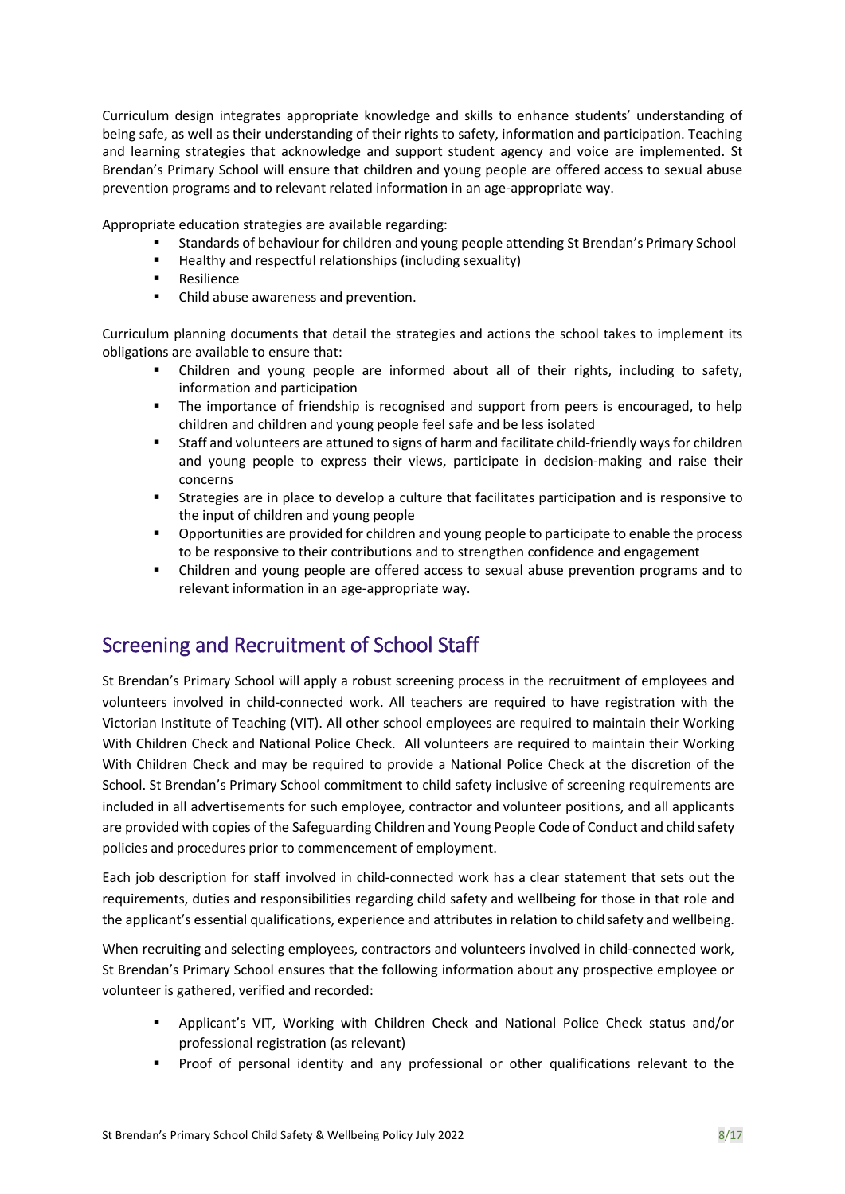Curriculum design integrates appropriate knowledge and skills to enhance students' understanding of being safe, as well as their understanding of their rights to safety, information and participation. Teaching and learning strategies that acknowledge and support student agency and voice are implemented. St Brendan's Primary School will ensure that children and young people are offered access to sexual abuse prevention programs and to relevant related information in an age-appropriate way.

Appropriate education strategies are available regarding:

- Standards of behaviour for children and young people attending St Brendan's Primary School
- Healthy and respectful relationships (including sexuality)
- Resilience
- Child abuse awareness and prevention.

Curriculum planning documents that detail the strategies and actions the school takes to implement its obligations are available to ensure that:

- Children and young people are informed about all of their rights, including to safety, information and participation
- The importance of friendship is recognised and support from peers is encouraged, to help children and children and young people feel safe and be less isolated
- Staff and volunteers are attuned to signs of harm and facilitate child-friendly ways for children and young people to express their views, participate in decision-making and raise their concerns
- Strategies are in place to develop a culture that facilitates participation and is responsive to the input of children and young people
- Opportunities are provided for children and young people to participate to enable the process to be responsive to their contributions and to strengthen confidence and engagement
- Children and young people are offered access to sexual abuse prevention programs and to relevant information in an age-appropriate way.

## Screening and Recruitment of School Staff

St Brendan's Primary School will apply a robust screening process in the recruitment of employees and volunteers involved in child-connected work. All teachers are required to have registration with the Victorian Institute of Teaching (VIT). All other school employees are required to maintain their Working With Children Check and National Police Check. All volunteers are required to maintain their Working With Children Check and may be required to provide a National Police Check at the discretion of the School. St Brendan's Primary School commitment to child safety inclusive of screening requirements are included in all advertisements for such employee, contractor and volunteer positions, and all applicants are provided with copies of the Safeguarding Children and Young People Code of Conduct and child safety policies and procedures prior to commencement of employment.

Each job description for staff involved in child-connected work has a clear statement that sets out the requirements, duties and responsibilities regarding child safety and wellbeing for those in that role and the applicant's essential qualifications, experience and attributes in relation to child safety and wellbeing.

When recruiting and selecting employees, contractors and volunteers involved in child-connected work, St Brendan's Primary School ensures that the following information about any prospective employee or volunteer is gathered, verified and recorded:

- Applicant's VIT, Working with Children Check and National Police Check status and/or professional registration (as relevant)
- Proof of personal identity and any professional or other qualifications relevant to the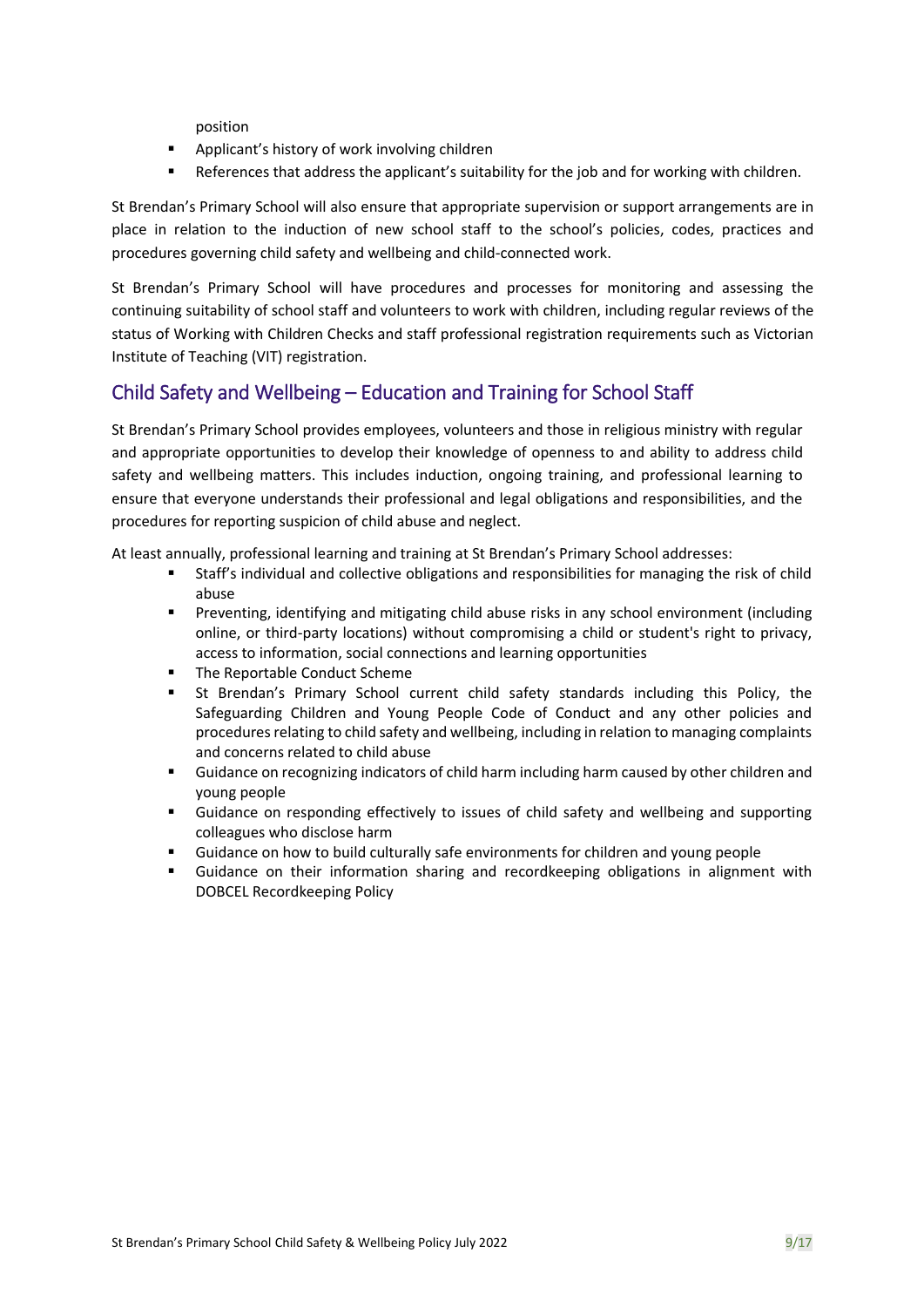position

- Applicant's history of work involving children
- References that address the applicant's suitability for the job and for working with children.

St Brendan's Primary School will also ensure that appropriate supervision or support arrangements are in place in relation to the induction of new school staff to the school's policies, codes, practices and procedures governing child safety and wellbeing and child-connected work.

St Brendan's Primary School will have procedures and processes for monitoring and assessing the continuing suitability of school staff and volunteers to work with children, including regular reviews of the status of Working with Children Checks and staff professional registration requirements such as Victorian Institute of Teaching (VIT) registration.

## Child Safety and Wellbeing – Education and Training for School Staff

St Brendan's Primary School provides employees, volunteers and those in religious ministry with regular and appropriate opportunities to develop their knowledge of openness to and ability to address child safety and wellbeing matters. This includes induction, ongoing training, and professional learning to ensure that everyone understands their professional and legal obligations and responsibilities, and the procedures for reporting suspicion of child abuse and neglect.

At least annually, professional learning and training at St Brendan's Primary School addresses:

- Staff's individual and collective obligations and responsibilities for managing the risk of child abuse
- Preventing, identifying and mitigating child abuse risks in any school environment (including online, or third-party locations) without compromising a child or student's right to privacy, access to information, social connections and learning opportunities
- The Reportable Conduct Scheme
- St Brendan's Primary School current child safety standards including this Policy, the Safeguarding Children and Young People Code of Conduct and any other policies and procedures relating to child safety and wellbeing, including in relation to managing complaints and concerns related to child abuse
- Guidance on recognizing indicators of child harm including harm caused by other children and young people
- Guidance on responding effectively to issues of child safety and wellbeing and supporting colleagues who disclose harm
- Guidance on how to build culturally safe environments for children and young people
- Guidance on their information sharing and recordkeeping obligations in alignment with DOBCEL Recordkeeping Policy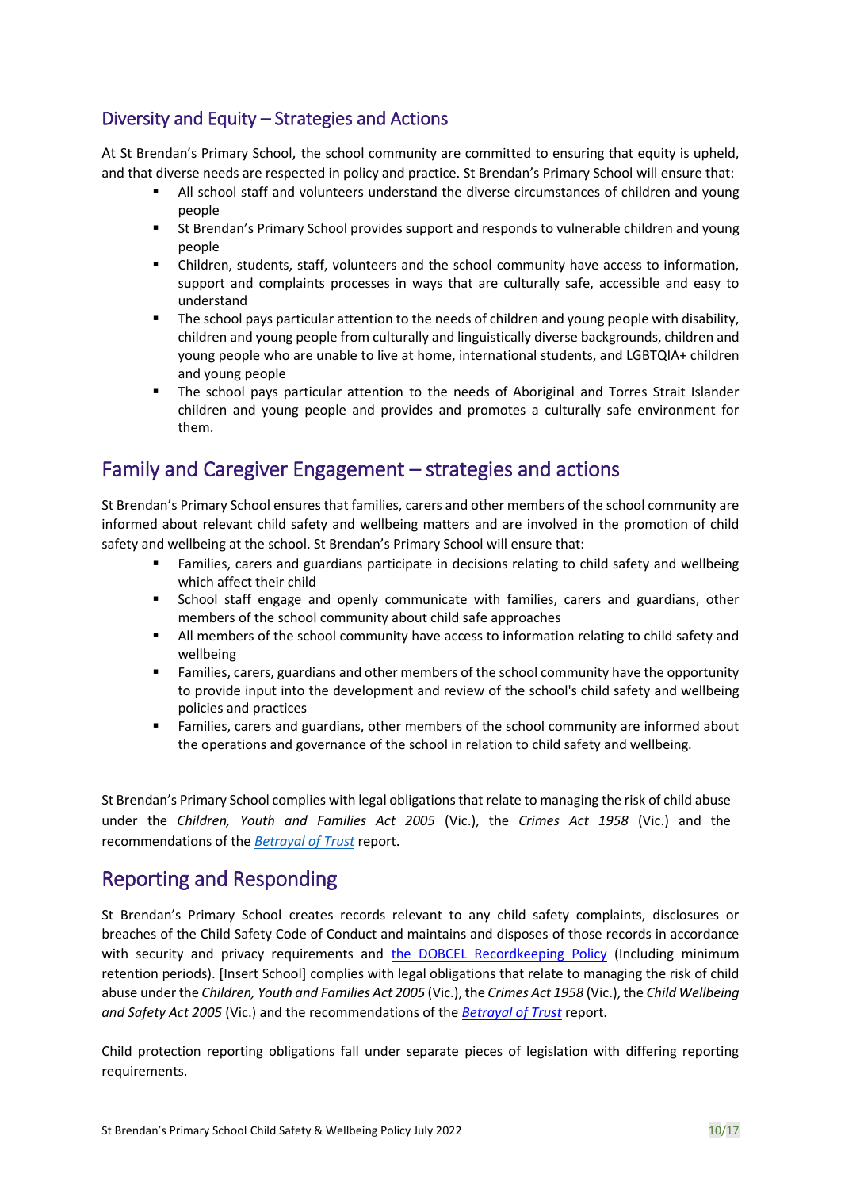## Diversity and Equity – Strategies and Actions

At St Brendan's Primary School, the school community are committed to ensuring that equity is upheld, and that diverse needs are respected in policy and practice. St Brendan's Primary School will ensure that:

- All school staff and volunteers understand the diverse circumstances of children and young people
- St Brendan's Primary School provides support and responds to vulnerable children and young people
- Children, students, staff, volunteers and the school community have access to information, support and complaints processes in ways that are culturally safe, accessible and easy to understand
- The school pays particular attention to the needs of children and young people with disability, children and young people from culturally and linguistically diverse backgrounds, children and young people who are unable to live at home, international students, and LGBTQIA+ children and young people
- The school pays particular attention to the needs of Aboriginal and Torres Strait Islander children and young people and provides and promotes a culturally safe environment for them.

## Family and Caregiver Engagement – strategies and actions

St Brendan's Primary School ensures that families, carers and other members of the school community are informed about relevant child safety and wellbeing matters and are involved in the promotion of child safety and wellbeing at the school. St Brendan's Primary School will ensure that:

- Families, carers and guardians participate in decisions relating to child safety and wellbeing which affect their child
- School staff engage and openly communicate with families, carers and guardians, other members of the school community about child safe approaches
- All members of the school community have access to information relating to child safety and wellbeing
- Families, carers, guardians and other members of the school community have the opportunity to provide input into the development and review of the school's child safety and wellbeing policies and practices
- Families, carers and guardians, other members of the school community are informed about the operations and governance of the school in relation to child safety and wellbeing.

St Brendan's Primary School complies with legal obligations that relate to managing the risk of child abuse under the *Children, Youth and Families Act 2005* (Vic.), the *Crimes Act 1958* (Vic.) and the recommendations of the *Betrayal of Trust* report.

## Reporting and Responding

St Brendan's Primary School creates records relevant to any child safety complaints, disclosures or breaches of the Child Safety Code of Conduct and maintains and disposes of those records in accordance with security and privacy requirements and the DOBCEL Recordkeeping Policy (Including minimum retention periods). [Insert School] complies with legal obligations that relate to managing the risk of child abuse under the *Children, Youth and Families Act 2005* (Vic.), the *Crimes Act 1958* (Vic.), the *Child Wellbeing and Safety Act 2005* (Vic.) and the recommendations of the *Betrayal of Trust* report.

Child protection reporting obligations fall under separate pieces of legislation with differing reporting requirements.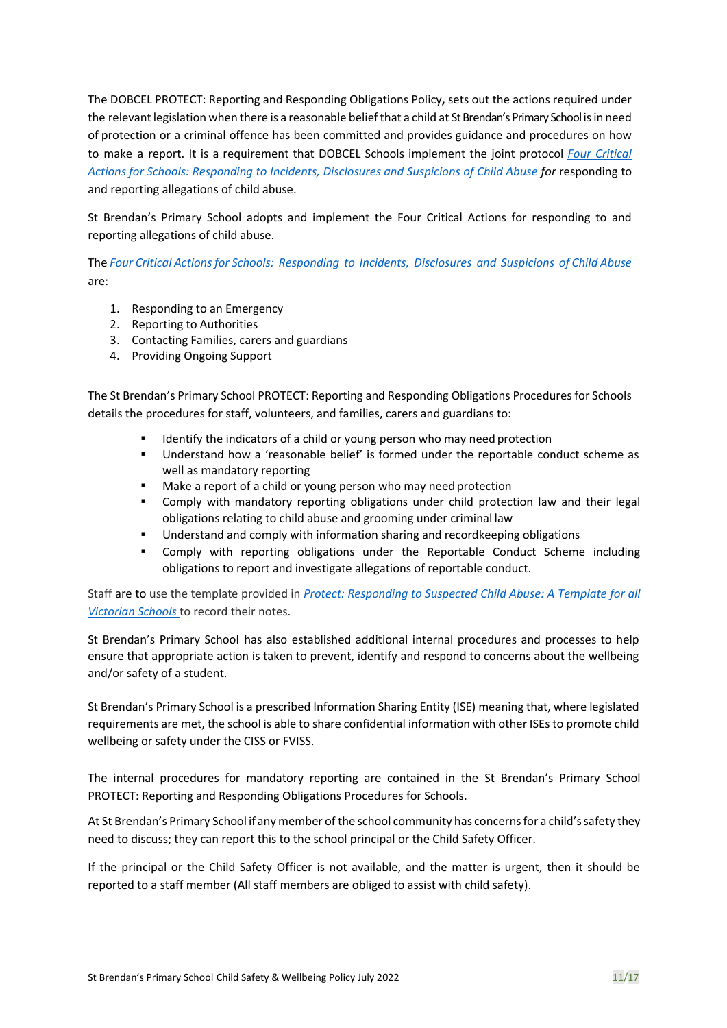The DOBCEL PROTECT: Reporting and Responding Obligations Policy**,** sets out the actions required under the relevant legislation when there is a reasonable belief that a child at St Brendan's Primary School is in need of protection or a criminal offence has been committed and provides guidance and procedures on how to make a report. It is a requirement that DOBCEL Schools implement the joint protocol *Four Critical Actions for Schools: Responding to Incidents, Disclosures and Suspicions of Child Abuse for* responding to and reporting allegations of child abuse.

St Brendan's Primary School adopts and implement the Four Critical Actions for responding to and reporting allegations of child abuse.

The *Four Critical Actions for Schools: Responding to Incidents, Disclosures and Suspicions of Child Abuse* are:

1. Responding to an Emergency
2. Reporting to Authorities
3. Contacting Families, carers and guardians
4. Providing Ongoing Support

The St Brendan's Primary School PROTECT: Reporting and Responding Obligations Procedures for Schools details the procedures for staff, volunteers, and families, carers and guardians to:

- Identify the indicators of a child or young person who may need protection
- Understand how a 'reasonable belief' is formed under the reportable conduct scheme as well as mandatory reporting
- Make a report of a child or young person who may need protection
- Comply with mandatory reporting obligations under child protection law and their legal obligations relating to child abuse and grooming under criminal law
- Understand and comply with information sharing and recordkeeping obligations
- Comply with reporting obligations under the Reportable Conduct Scheme including obligations to report and investigate allegations of reportable conduct.

Staff are to use the template provided in *Protect: Responding to Suspected Child Abuse: A Template for all Victorian Schools* to record their notes.

St Brendan's Primary School has also established additional internal procedures and processes to help ensure that appropriate action is taken to prevent, identify and respond to concerns about the wellbeing and/or safety of a student.

St Brendan's Primary School is a prescribed Information Sharing Entity (ISE) meaning that, where legislated requirements are met, the school is able to share confidential information with other ISEs to promote child wellbeing or safety under the CISS or FVISS.

The internal procedures for mandatory reporting are contained in the St Brendan's Primary School PROTECT: Reporting and Responding Obligations Procedures for Schools.

At St Brendan's Primary School if any member of the school community has concerns for a child's safety they need to discuss; they can report this to the school principal or the Child Safety Officer.

If the principal or the Child Safety Officer is not available, and the matter is urgent, then it should be reported to a staff member (All staff members are obliged to assist with child safety).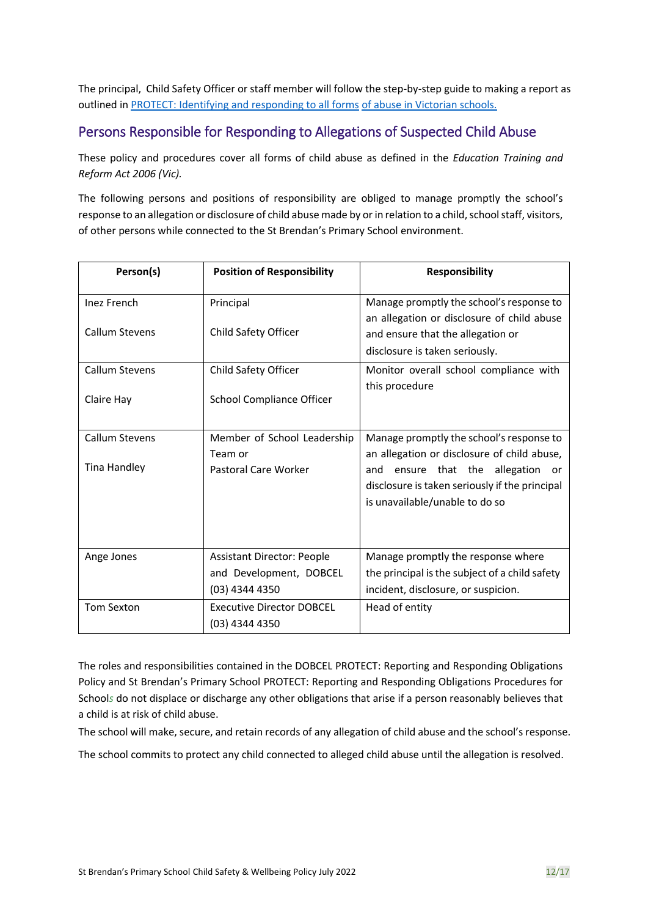The principal, Child Safety Officer or staff member will follow the step-by-step guide to making a report as outlined in [PROTECT: Identifying and responding to all forms of abuse in Victorian schools.]

## Persons Responsible for Responding to Allegations of Suspected Child Abuse

These policy and procedures cover all forms of child abuse as defined in the *Education Training and Reform Act 2006 (Vic).*

The following persons and positions of responsibility are obliged to manage promptly the school's response to an allegation or disclosure of child abuse made by or in relation to a child, school staff, visitors, of other persons while connected to the St Brendan's Primary School environment.

| Person(s) | Position of Responsibility | Responsibility |
|---|---|---|
| Inez French<br><br>Callum Stevens | Principal<br><br>Child Safety Officer | Manage promptly the school's response to an allegation or disclosure of child abuse and ensure that the allegation or disclosure is taken seriously. |
| Callum Stevens<br><br>Claire Hay | Child Safety Officer<br><br>School Compliance Officer | Monitor overall school compliance with this procedure |
| Callum Stevens<br><br>Tina Handley | Member of School Leadership Team or<br>Pastoral Care Worker | Manage promptly the school's response to an allegation or disclosure of child abuse, and ensure that the allegation or disclosure is taken seriously if the principal is unavailable/unable to do so |
| Ange Jones | Assistant Director: People and Development, DOBCEL<br>(03) 4344 4350 | Manage promptly the response where the principal is the subject of a child safety incident, disclosure, or suspicion. |
| Tom Sexton | Executive Director DOBCEL<br>(03) 4344 4350 | Head of entity |

The roles and responsibilities contained in the DOBCEL PROTECT: Reporting and Responding Obligations Policy and St Brendan's Primary School PROTECT: Reporting and Responding Obligations Procedures for Schools do not displace or discharge any other obligations that arise if a person reasonably believes that a child is at risk of child abuse.

The school will make, secure, and retain records of any allegation of child abuse and the school's response.

The school commits to protect any child connected to alleged child abuse until the allegation is resolved.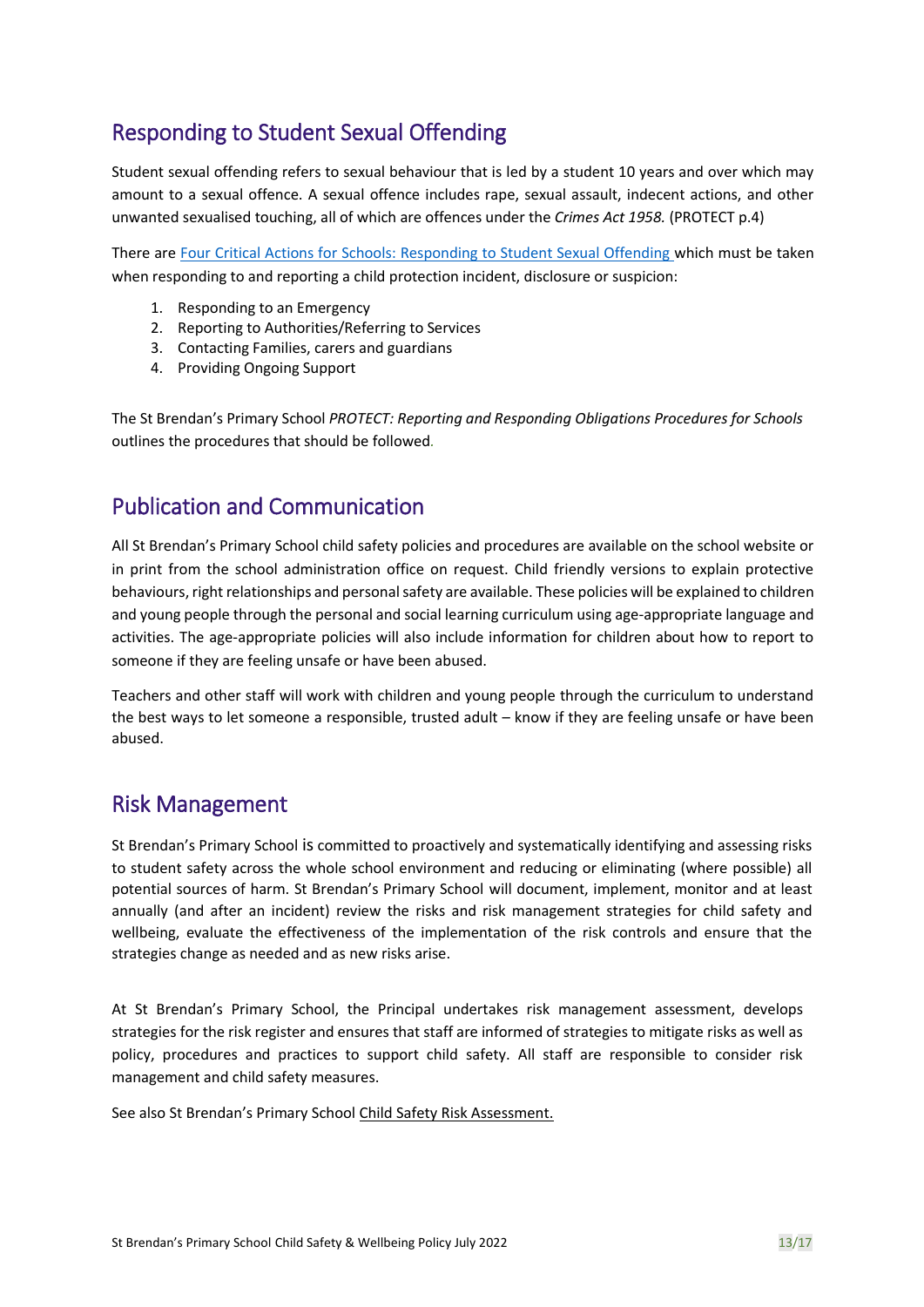## Responding to Student Sexual Offending

Student sexual offending refers to sexual behaviour that is led by a student 10 years and over which may amount to a sexual offence. A sexual offence includes rape, sexual assault, indecent actions, and other unwanted sexualised touching, all of which are offences under the *Crimes Act 1958.* (PROTECT p.4)

There are [Four Critical Actions for Schools: Responding to Student Sexual Offending](#) which must be taken when responding to and reporting a child protection incident, disclosure or suspicion:

1. Responding to an Emergency
2. Reporting to Authorities/Referring to Services
3. Contacting Families, carers and guardians
4. Providing Ongoing Support

The St Brendan's Primary School *PROTECT: Reporting and Responding Obligations Procedures for Schools* outlines the procedures that should be followed.

## Publication and Communication

All St Brendan's Primary School child safety policies and procedures are available on the school website or in print from the school administration office on request. Child friendly versions to explain protective behaviours, right relationships and personal safety are available. These policies will be explained to children and young people through the personal and social learning curriculum using age-appropriate language and activities. The age-appropriate policies will also include information for children about how to report to someone if they are feeling unsafe or have been abused.

Teachers and other staff will work with children and young people through the curriculum to understand the best ways to let someone a responsible, trusted adult – know if they are feeling unsafe or have been abused.

## Risk Management

St Brendan's Primary School is committed to proactively and systematically identifying and assessing risks to student safety across the whole school environment and reducing or eliminating (where possible) all potential sources of harm. St Brendan's Primary School will document, implement, monitor and at least annually (and after an incident) review the risks and risk management strategies for child safety and wellbeing, evaluate the effectiveness of the implementation of the risk controls and ensure that the strategies change as needed and as new risks arise.

At St Brendan's Primary School, the Principal undertakes risk management assessment, develops strategies for the risk register and ensures that staff are informed of strategies to mitigate risks as well as policy, procedures and practices to support child safety. All staff are responsible to consider risk management and child safety measures.

See also St Brendan's Primary School Child Safety Risk Assessment.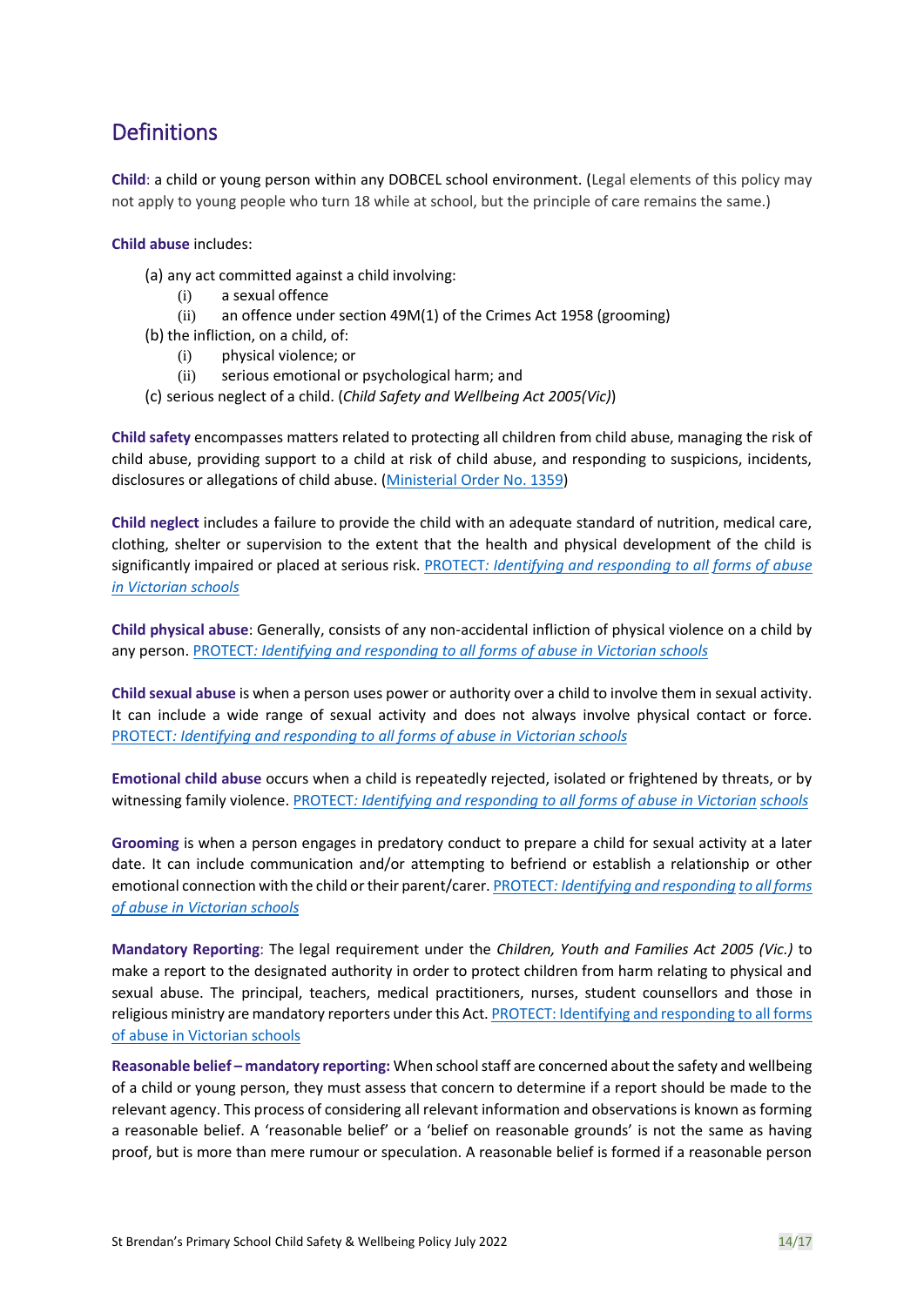## Definitions

**Child**: a child or young person within any DOBCEL school environment. (Legal elements of this policy may not apply to young people who turn 18 while at school, but the principle of care remains the same.)

**Child abuse** includes:

(a) any act committed against a child involving:
- (i) a sexual offence
- (ii) an offence under section 49M(1) of the Crimes Act 1958 (grooming)

(b) the infliction, on a child, of:
- (i) physical violence; or
- (ii) serious emotional or psychological harm; and

(c) serious neglect of a child. (*Child Safety and Wellbeing Act 2005(Vic)*)

**Child safety** encompasses matters related to protecting all children from child abuse, managing the risk of child abuse, providing support to a child at risk of child abuse, and responding to suspicions, incidents, disclosures or allegations of child abuse. (Ministerial Order No. 1359)

**Child neglect** includes a failure to provide the child with an adequate standard of nutrition, medical care, clothing, shelter or supervision to the extent that the health and physical development of the child is significantly impaired or placed at serious risk. PROTECT*: Identifying and responding to all forms of abuse in Victorian schools*

**Child physical abuse**: Generally, consists of any non-accidental infliction of physical violence on a child by any person. PROTECT*: Identifying and responding to all forms of abuse in Victorian schools*

**Child sexual abuse** is when a person uses power or authority over a child to involve them in sexual activity. It can include a wide range of sexual activity and does not always involve physical contact or force. PROTECT*: Identifying and responding to all forms of abuse in Victorian schools*

**Emotional child abuse** occurs when a child is repeatedly rejected, isolated or frightened by threats, or by witnessing family violence. PROTECT*: Identifying and responding to all forms of abuse in Victorian schools*

**Grooming** is when a person engages in predatory conduct to prepare a child for sexual activity at a later date. It can include communication and/or attempting to befriend or establish a relationship or other emotional connection with the child or their parent/carer. PROTECT*: Identifying and responding to all forms of abuse in Victorian schools*

**Mandatory Reporting**: The legal requirement under the *Children, Youth and Families Act 2005 (Vic.)* to make a report to the designated authority in order to protect children from harm relating to physical and sexual abuse. The principal, teachers, medical practitioners, nurses, student counsellors and those in religious ministry are mandatory reporters under this Act. PROTECT: Identifying and responding to all forms of abuse in Victorian schools

**Reasonable belief – mandatory reporting:** When school staff are concerned about the safety and wellbeing of a child or young person, they must assess that concern to determine if a report should be made to the relevant agency. This process of considering all relevant information and observations is known as forming a reasonable belief. A 'reasonable belief' or a 'belief on reasonable grounds' is not the same as having proof, but is more than mere rumour or speculation. A reasonable belief is formed if a reasonable person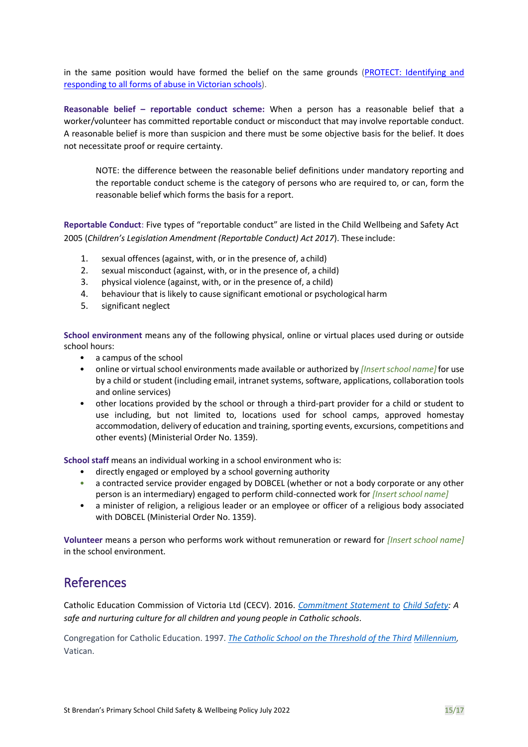in the same position would have formed the belief on the same grounds (PROTECT: Identifying and responding to all forms of abuse in Victorian schools).

**Reasonable belief – reportable conduct scheme:** When a person has a reasonable belief that a worker/volunteer has committed reportable conduct or misconduct that may involve reportable conduct. A reasonable belief is more than suspicion and there must be some objective basis for the belief. It does not necessitate proof or require certainty.

> NOTE: the difference between the reasonable belief definitions under mandatory reporting and the reportable conduct scheme is the category of persons who are required to, or can, form the reasonable belief which forms the basis for a report.

**Reportable Conduct**: Five types of "reportable conduct" are listed in the Child Wellbeing and Safety Act 2005 (*Children's Legislation Amendment (Reportable Conduct) Act 2017*). These include:

1. sexual offences (against, with, or in the presence of, a child)
2. sexual misconduct (against, with, or in the presence of, a child)
3. physical violence (against, with, or in the presence of, a child)
4. behaviour that is likely to cause significant emotional or psychological harm
5. significant neglect

**School environment** means any of the following physical, online or virtual places used during or outside school hours:

- a campus of the school
- online or virtual school environments made available or authorized by *[Insert school name]* for use by a child or student (including email, intranet systems, software, applications, collaboration tools and online services)
- other locations provided by the school or through a third-part provider for a child or student to use including, but not limited to, locations used for school camps, approved homestay accommodation, delivery of education and training, sporting events, excursions, competitions and other events) (Ministerial Order No. 1359).

**School staff** means an individual working in a school environment who is:

- directly engaged or employed by a school governing authority
- a contracted service provider engaged by DOBCEL (whether or not a body corporate or any other person is an intermediary) engaged to perform child-connected work for *[Insert school name]*
- a minister of religion, a religious leader or an employee or officer of a religious body associated with DOBCEL (Ministerial Order No. 1359).

**Volunteer** means a person who performs work without remuneration or reward for *[Insert school name]* in the school environment.

## References

Catholic Education Commission of Victoria Ltd (CECV). 2016. *Commitment Statement to Child Safety: A safe and nurturing culture for all children and young people in Catholic schools*.

Congregation for Catholic Education. 1997. *The Catholic School on the Threshold of the Third Millennium*, Vatican.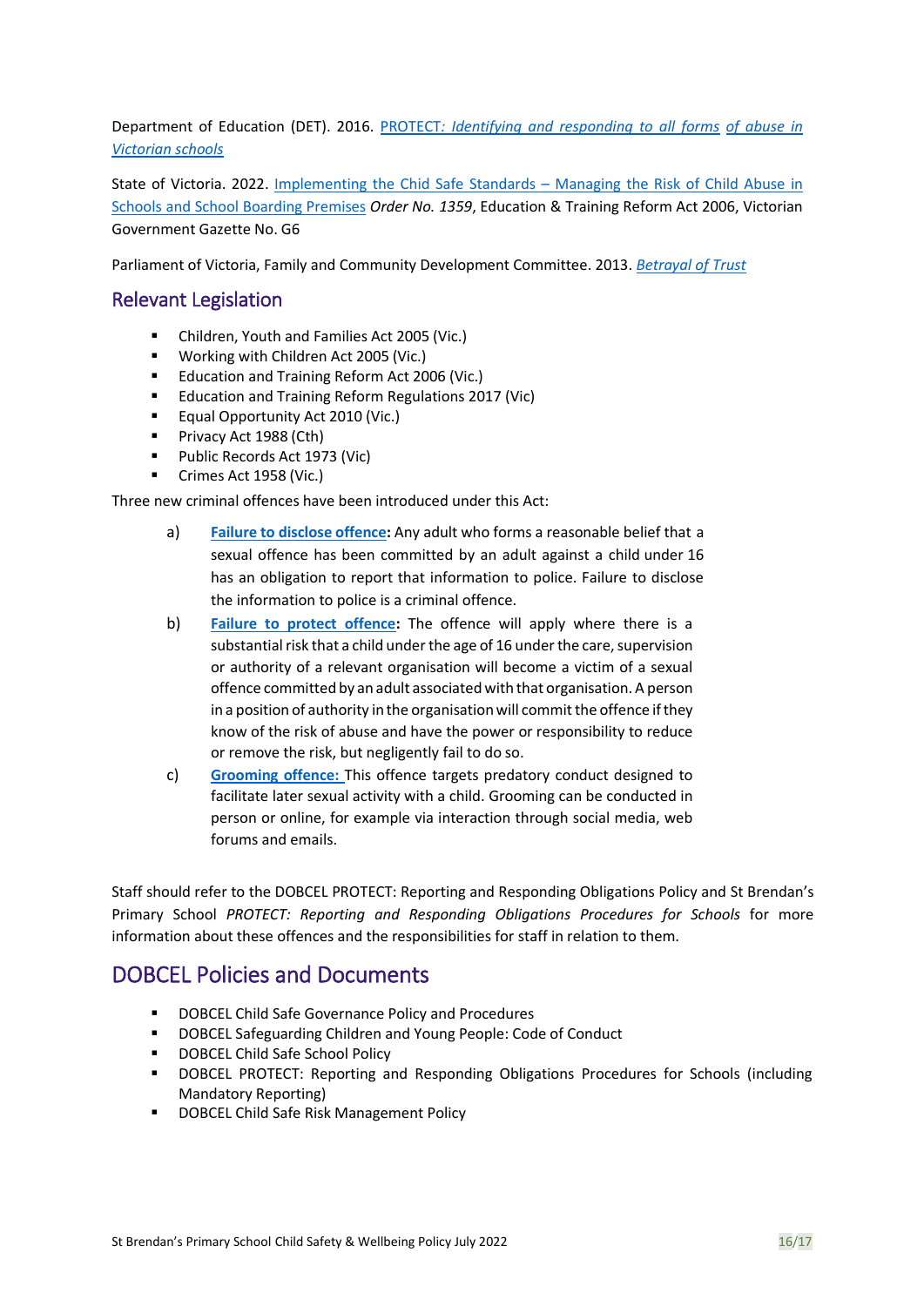Department of Education (DET). 2016. PROTECT*: Identifying and responding to all forms of abuse in Victorian schools*

State of Victoria. 2022. Implementing the Chid Safe Standards – Managing the Risk of Child Abuse in Schools and School Boarding Premises *Order No. 1359*, Education & Training Reform Act 2006, Victorian Government Gazette No. G6

Parliament of Victoria, Family and Community Development Committee. 2013. *Betrayal of Trust*

## Relevant Legislation

- Children, Youth and Families Act 2005 (Vic.)
- Working with Children Act 2005 (Vic.)
- Education and Training Reform Act 2006 (Vic.)
- Education and Training Reform Regulations 2017 (Vic)
- Equal Opportunity Act 2010 (Vic.)
- Privacy Act 1988 (Cth)
- Public Records Act 1973 (Vic)
- Crimes Act 1958 (Vic.)

Three new criminal offences have been introduced under this Act:

a) **Failure to disclose offence:** Any adult who forms a reasonable belief that a sexual offence has been committed by an adult against a child under 16 has an obligation to report that information to police. Failure to disclose the information to police is a criminal offence.

b) **Failure to protect offence:** The offence will apply where there is a substantial risk that a child under the age of 16 under the care, supervision or authority of a relevant organisation will become a victim of a sexual offence committed by an adult associated with that organisation. A person in a position of authority in the organisation will commit the offence if they know of the risk of abuse and have the power or responsibility to reduce or remove the risk, but negligently fail to do so.

c) **Grooming offence:** This offence targets predatory conduct designed to facilitate later sexual activity with a child. Grooming can be conducted in person or online, for example via interaction through social media, web forums and emails.

Staff should refer to the DOBCEL PROTECT: Reporting and Responding Obligations Policy and St Brendan's Primary School *PROTECT: Reporting and Responding Obligations Procedures for Schools* for more information about these offences and the responsibilities for staff in relation to them.

## DOBCEL Policies and Documents

- DOBCEL Child Safe Governance Policy and Procedures
- DOBCEL Safeguarding Children and Young People: Code of Conduct
- DOBCEL Child Safe School Policy
- DOBCEL PROTECT: Reporting and Responding Obligations Procedures for Schools (including Mandatory Reporting)
- DOBCEL Child Safe Risk Management Policy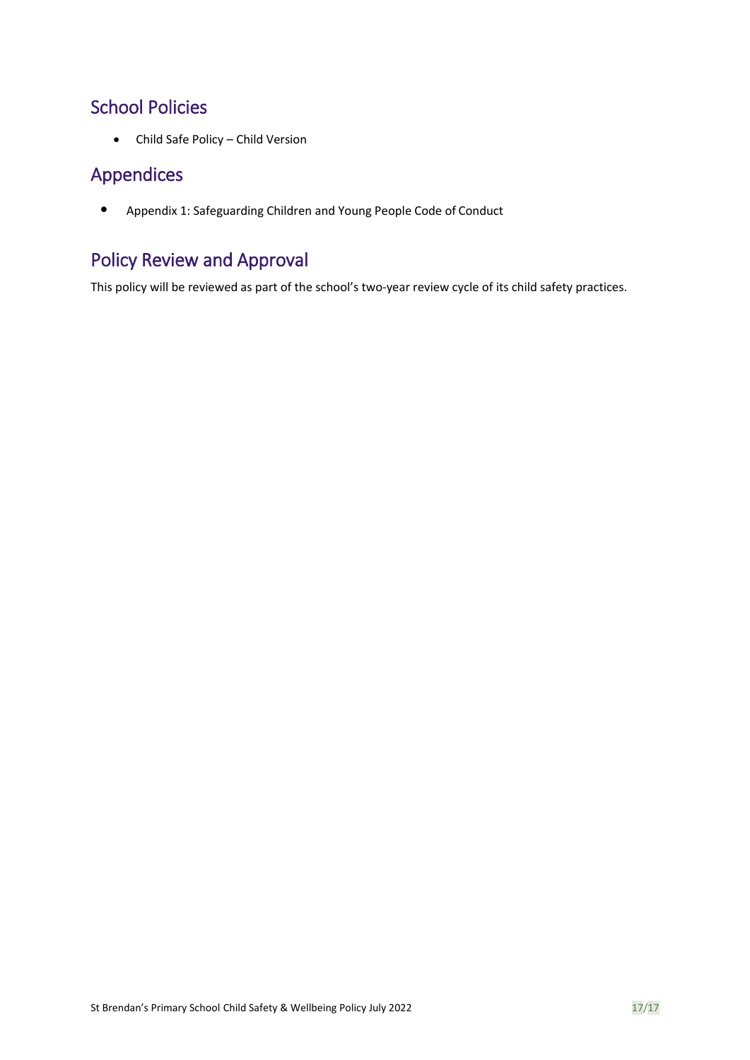## School Policies

- Child Safe Policy – Child Version

## Appendices

- Appendix 1: Safeguarding Children and Young People Code of Conduct

## Policy Review and Approval

This policy will be reviewed as part of the school's two-year review cycle of its child safety practices.